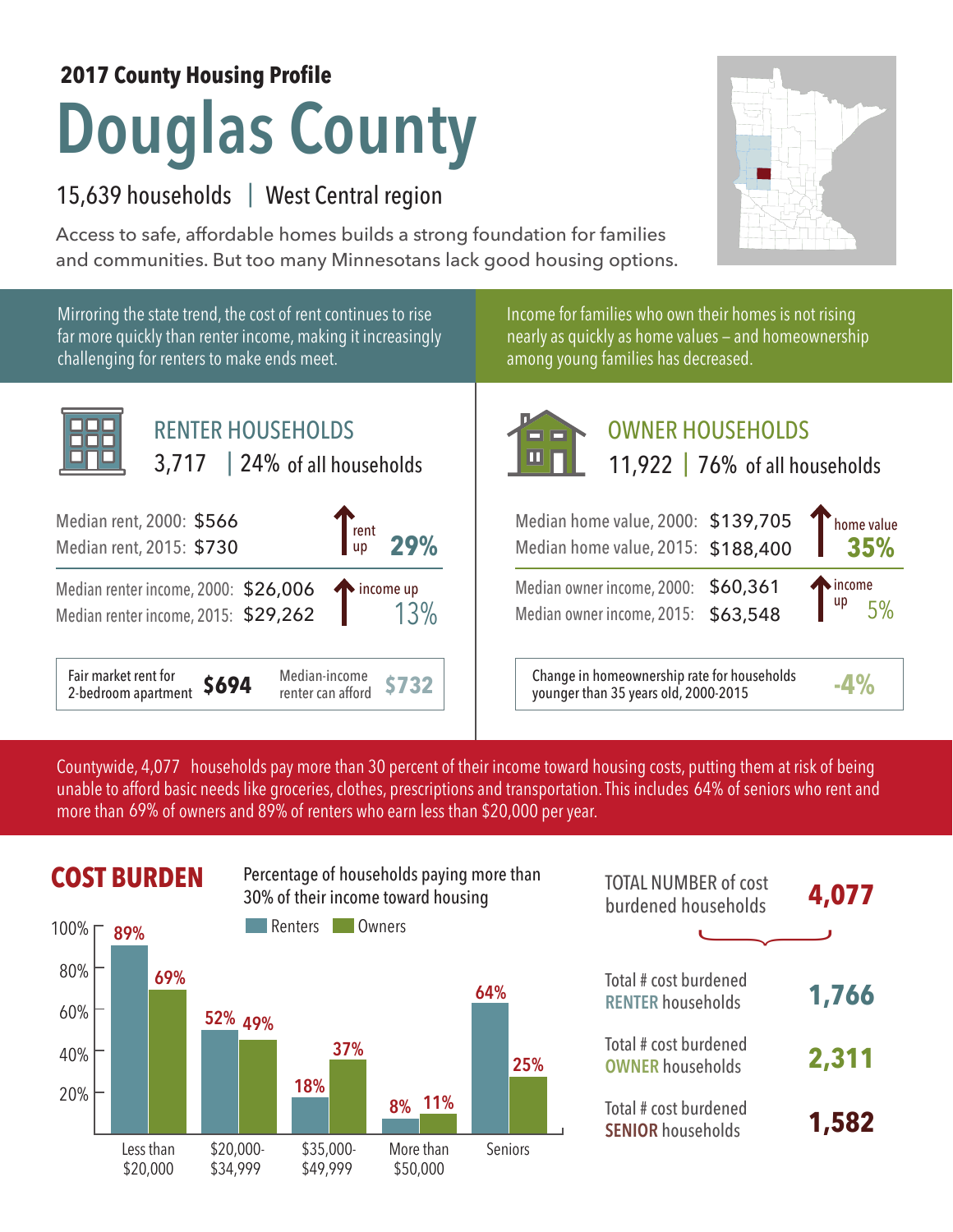**2017 County Housing Profile**

# Douglas County

15,639 households | West Central region

Access to safe, affordable homes builds a strong foundation for families and communities. But too many Minnesotans lack good housing options.

Mirroring the state trend, the cost of rent continues to rise far more quickly than renter income, making it increasingly challenging for renters to make ends meet.

## RENTER HOUSEHOLDS

3,717 | 24% of all households

| | | |
|---|---|---|
| Median rent, 2000: | $566 | rent up 29% |
| Median rent, 2015: | $730 | |
| Median renter income, 2000: | $26,006 | income up 13% |
| Median renter income, 2015: | $29,262 | |

Fair market rent for 2-bedroom apartment **$694** | Median-income renter can afford **$732**

Income for families who own their homes is not rising nearly as quickly as home values – and homeownership among young families has decreased.

## OWNER HOUSEHOLDS

11,922 | 76% of all households

| | | |
|---|---|---|
| Median home value, 2000: | $139,705 | home value 35% |
| Median home value, 2015: | $188,400 | |
| Median owner income, 2000: | $60,361 | income up 5% |
| Median owner income, 2015: | $63,548 | |

Change in homeownership rate for households younger than 35 years old, 2000-2015 **-4%**

Countywide, 4,077 households pay more than 30 percent of their income toward housing costs, putting them at risk of being unable to afford basic needs like groceries, clothes, prescriptions and transportation. This includes 64% of seniors who rent and more than 69% of owners and 89% of renters who earn less than $20,000 per year.

## COST BURDEN

Percentage of households paying more than 30% of their income toward housing

| | Renters | Owners |
|---|---|---|
| Less than $20,000 | 89% | 69% |
| $20,000-$34,999 | 52% | 49% |
| $35,000-$49,999 | 18% | 37% |
| More than $50,000 | 8% | 11% |
| Seniors | 64% | 25% |

TOTAL NUMBER of cost burdened households **4,077**

Total # cost burdened RENTER households **1,766**

Total # cost burdened OWNER households **2,311**

Total # cost burdened SENIOR households **1,582**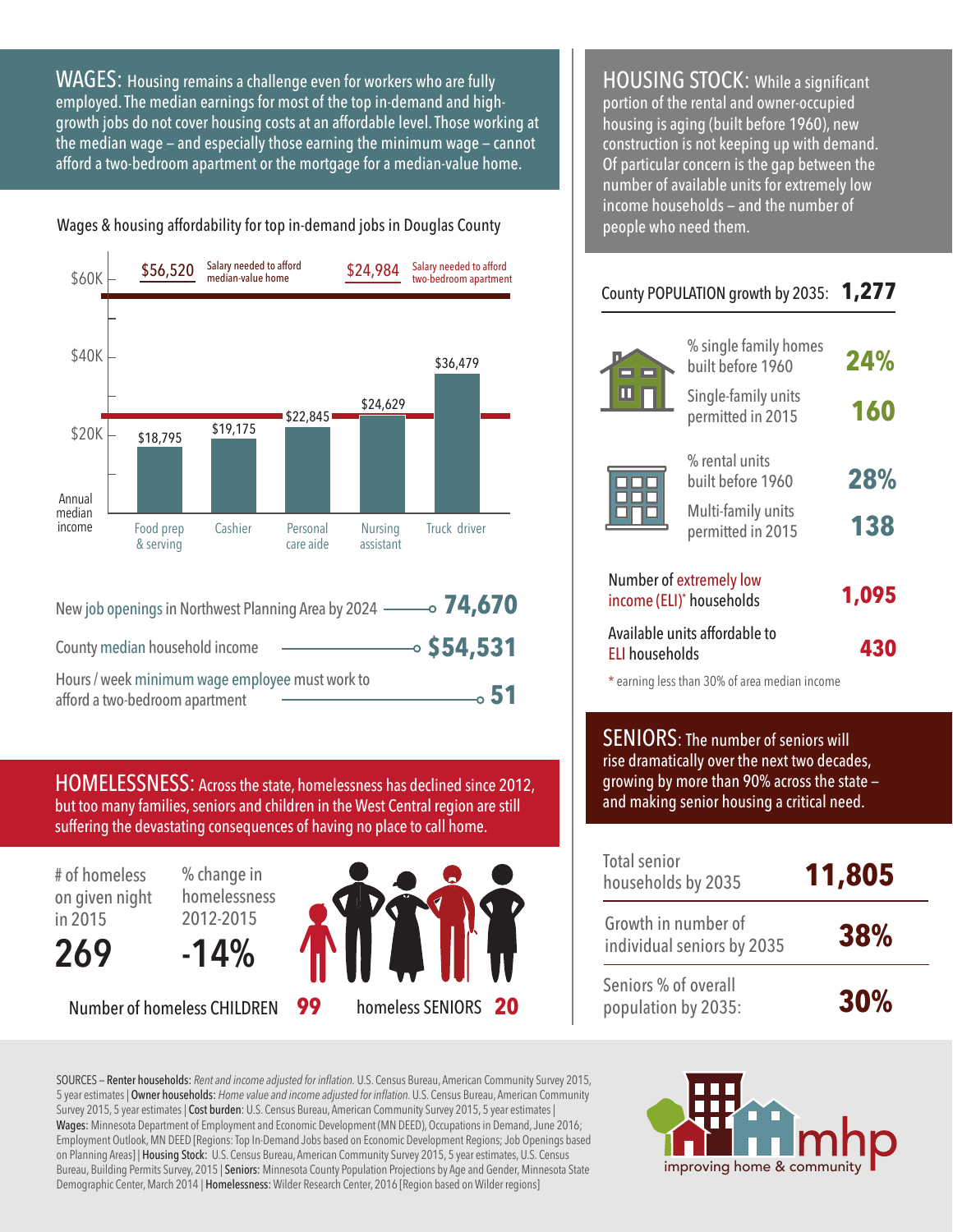## WAGES:

Housing remains a challenge even for workers who are fully employed. The median earnings for most of the top in-demand and high-growth jobs do not cover housing costs at an affordable level. Those working at the median wage – and especially those earning the minimum wage – cannot afford a two-bedroom apartment or the mortgage for a median-value home.

Wages & housing affordability for top in-demand jobs in Douglas County

$56,520 Salary needed to afford median-value home

$24,984 Salary needed to afford two-bedroom apartment

$60K
$40K
$20K
Annual median income

$18,795 Food prep & serving
$19,175 Cashier
$22,845 Personal care aide
$24,629 Nursing assistant
$36,479 Truck driver

New job openings in Northwest Planning Area by 2024 — **74,670**

County median household income — **$54,531**

Hours / week minimum wage employee must work to afford a two-bedroom apartment — **51**

## HOMELESSNESS:

Across the state, homelessness has declined since 2012, but too many families, seniors and children in the West Central region are still suffering the devastating consequences of having no place to call home.

# of homeless on given night in 2015
**269**

% change in homelessness 2012-2015
**-14%**

Number of homeless CHILDREN **99**

homeless SENIORS **20**

## HOUSING STOCK:

While a significant portion of the rental and owner-occupied housing is aging (built before 1960), new construction is not keeping up with demand. Of particular concern is the gap between the number of available units for extremely low income households – and the number of people who need them.

County POPULATION growth by 2035: **1,277**

| | |
|---|---|
| % single family homes built before 1960 | **24%** |
| Single-family units permitted in 2015 | **160** |
| % rental units built before 1960 | **28%** |
| Multi-family units permitted in 2015 | **138** |
| Number of extremely low income (ELI)* households | **1,095** |
| Available units affordable to ELI households | **430** |

* earning less than 30% of area median income

## SENIORS:

The number of seniors will rise dramatically over the next two decades, growing by more than 90% across the state – and making senior housing a critical need.

| | |
|---|---|
| Total senior households by 2035 | **11,805** |
| Growth in number of individual seniors by 2035 | **38%** |
| Seniors % of overall population by 2035: | **30%** |

SOURCES – **Renter households**: *Rent and income adjusted for inflation.* U.S. Census Bureau, American Community Survey 2015, 5 year estimates | **Owner households**: *Home value and income adjusted for inflation.* U.S. Census Bureau, American Community Survey 2015, 5 year estimates | **Cost burden**: U.S. Census Bureau, American Community Survey 2015, 5 year estimates | **Wages**: Minnesota Department of Employment and Economic Development (MN DEED), Occupations in Demand, June 2016; Employment Outlook, MN DEED [Regions: Top In-Demand Jobs based on Economic Development Regions; Job Openings based on Planning Areas] | **Housing Stock**: U.S. Census Bureau, American Community Survey 2015, 5 year estimates, U.S. Census Bureau, Building Permits Survey, 2015 | **Seniors**: Minnesota County Population Projections by Age and Gender, Minnesota State Demographic Center, March 2014 | **Homelessness**: Wilder Research Center, 2016 [Region based on Wilder regions]

mhp improving home & community